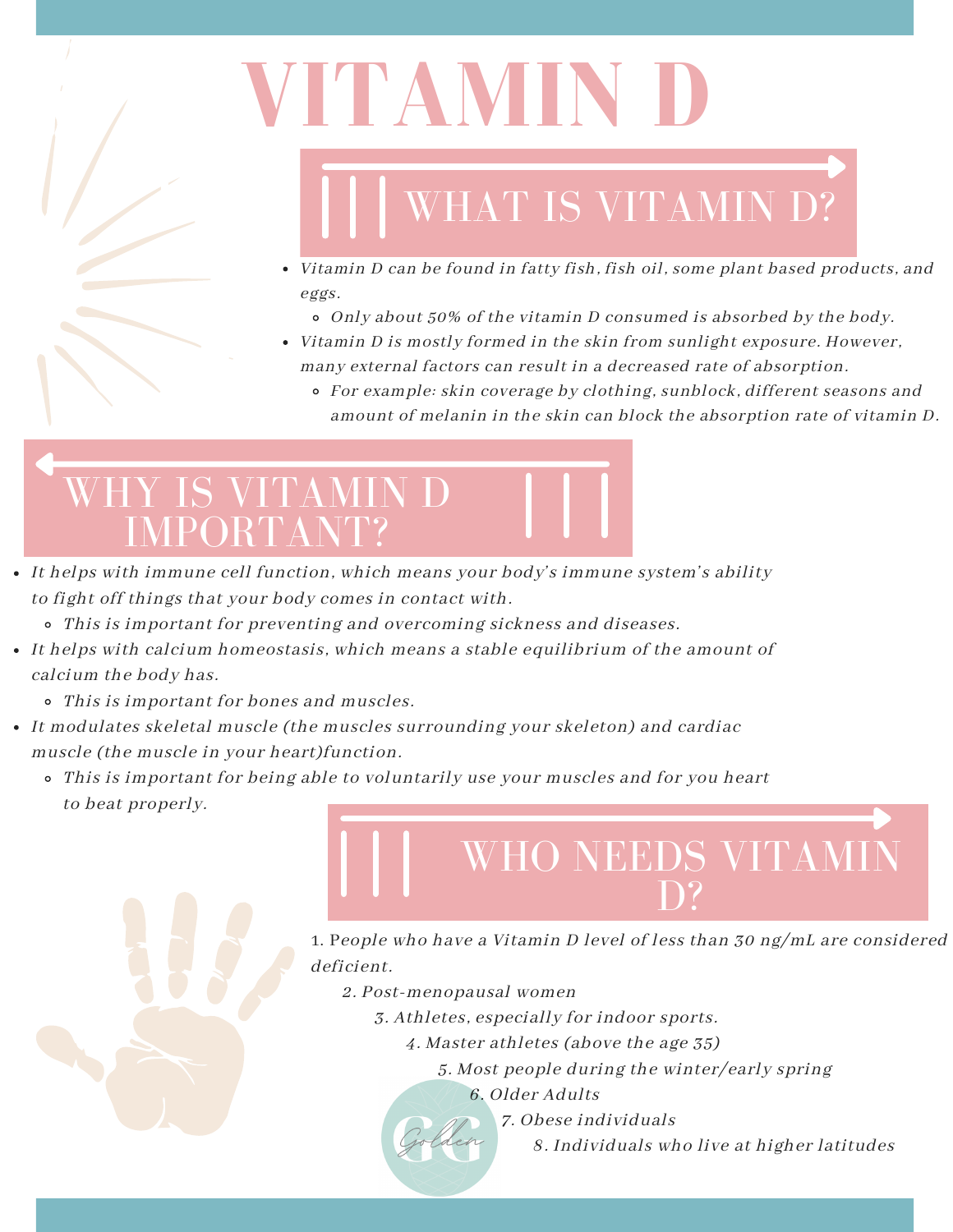# VITAMIN D

## WHAT IS VITAMIN D?

- *Vitamin D can be found in fatty fish, fish oil, some plant based products, and eggs.*
  - *Only about 50% of the vitamin D consumed is absorbed by the body.*
- *Vitamin D is mostly formed in the skin from sunlight exposure. However, many external factors can result in a decreased rate of absorption.*
  - *For example: skin coverage by clothing, sunblock, different seasons and amount of melanin in the skin can block the absorption rate of vitamin D.*

## WHY IS VITAMIN D IMPORTANT?

- *It helps with immune cell function, which means your body's immune system's ability to fight off things that your body comes in contact with.*
  - *This is important for preventing and overcoming sickness and diseases.*
- *It helps with calcium homeostasis, which means a stable equilibrium of the amount of calcium the body has.*
  - *This is important for bones and muscles.*
- *It modulates skeletal muscle (the muscles surrounding your skeleton) and cardiac muscle (the muscle in your heart)function.*
  - *This is important for being able to voluntarily use your muscles and for you heart to beat properly.*

## WHO NEEDS VITAMIN D?

1. *People who have a Vitamin D level of less than 30 ng/mL are considered deficient.*
2. *Post-menopausal women*
3. *Athletes, especially for indoor sports.*
4. *Master athletes (above the age 35)*
5. *Most people during the winter/early spring*
6. *Older Adults*
7. *Obese individuals*
8. *Individuals who live at higher latitudes*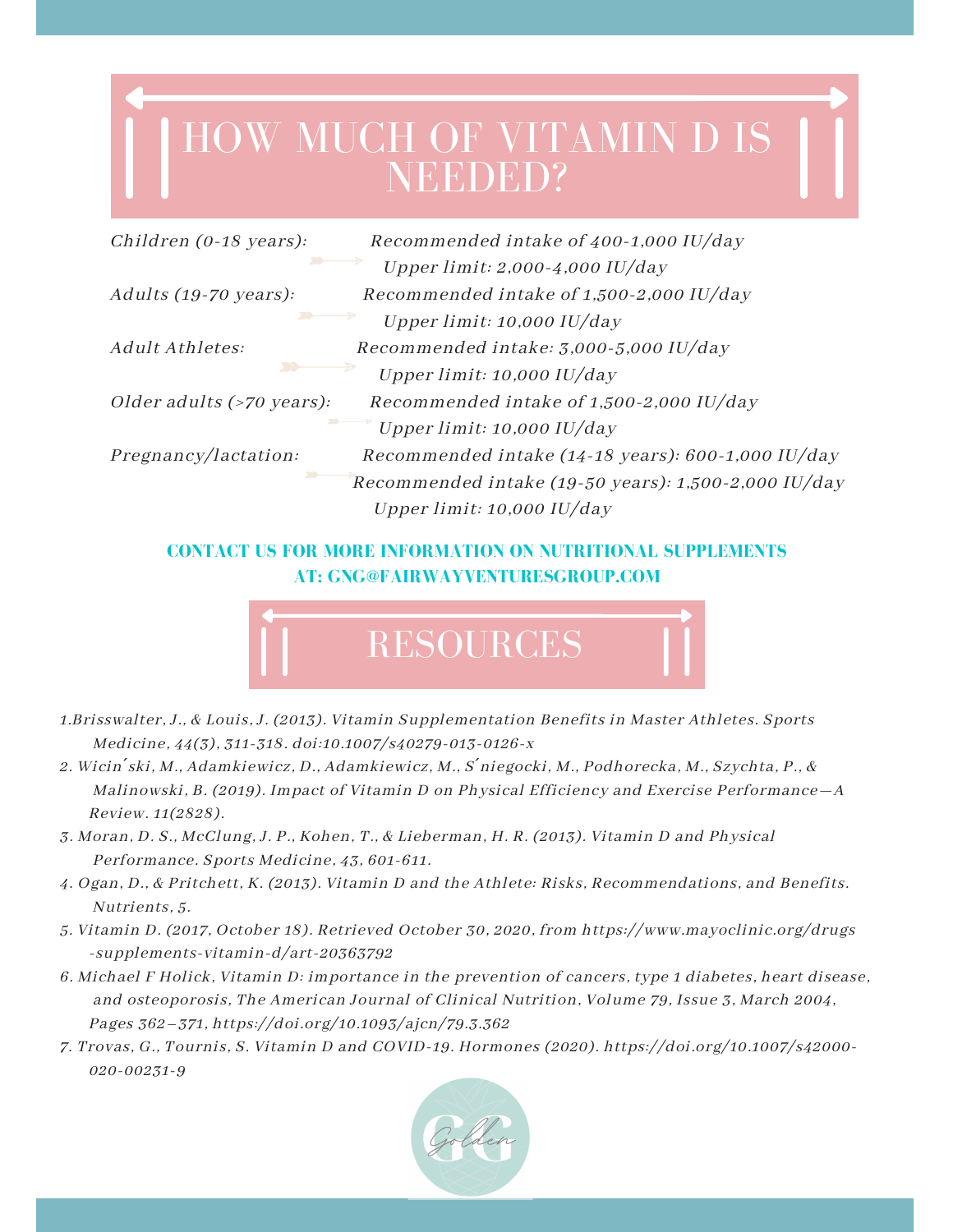# HOW MUCH OF VITAMIN D IS NEEDED?

*Children (0-18 years):* *Recommended intake of 400-1,000 IU/day*
*Upper limit: 2,000-4,000 IU/day*

*Adults (19-70 years):* *Recommended intake of 1,500-2,000 IU/day*
*Upper limit: 10,000 IU/day*

*Adult Athletes:* *Recommended intake: 3,000-5,000 IU/day*
*Upper limit: 10,000 IU/day*

*Older adults (>70 years):* *Recommended intake of 1,500-2,000 IU/day*
*Upper limit: 10,000 IU/day*

*Pregnancy/lactation:* *Recommended intake (14-18 years): 600-1,000 IU/day*
*Recommended intake (19-50 years): 1,500-2,000 IU/day*
*Upper limit: 10,000 IU/day*

**CONTACT US FOR MORE INFORMATION ON NUTRITIONAL SUPPLEMENTS AT: GNG@FAIRWAYVENTURESGROUP.COM**

# RESOURCES

1. *Brisswalter, J., & Louis, J. (2013). Vitamin Supplementation Benefits in Master Athletes. Sports Medicine, 44(3), 311-318. doi:10.1007/s40279-013-0126-x*
2. *Wicin´ski, M., Adamkiewicz, D., Adamkiewicz, M., S´niegocki, M., Podhorecka, M., Szychta, P., & Malinowski, B. (2019). Impact of Vitamin D on Physical Efficiency and Exercise Performance—A Review. 11(2828).*
3. *Moran, D. S., McClung, J. P., Kohen, T., & Lieberman, H. R. (2013). Vitamin D and Physical Performance. Sports Medicine, 43, 601-611.*
4. *Ogan, D., & Pritchett, K. (2013). Vitamin D and the Athlete: Risks, Recommendations, and Benefits. Nutrients, 5.*
5. *Vitamin D. (2017, October 18). Retrieved October 30, 2020, from https://www.mayoclinic.org/drugs-supplements-vitamin-d/art-20363792*
6. *Michael F Holick, Vitamin D: importance in the prevention of cancers, type 1 diabetes, heart disease, and osteoporosis, The American Journal of Clinical Nutrition, Volume 79, Issue 3, March 2004, Pages 362–371, https://doi.org/10.1093/ajcn/79.3.362*
7. *Trovas, G., Tournis, S. Vitamin D and COVID-19. Hormones (2020). https://doi.org/10.1007/s42000-020-00231-9*